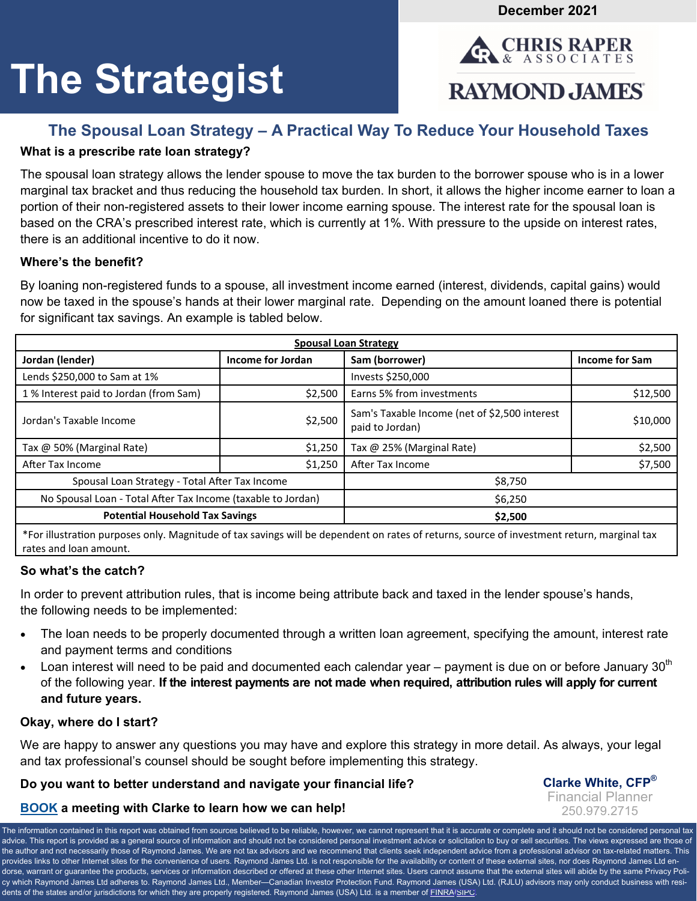December 2021

# The Strategist

CHRIS RAPER & ASSOCIATES
RAYMOND JAMES

## The Spousal Loan Strategy – A Practical Way To Reduce Your Household Taxes

### What is a prescribe rate loan strategy?

The spousal loan strategy allows the lender spouse to move the tax burden to the borrower spouse who is in a lower marginal tax bracket and thus reducing the household tax burden. In short, it allows the higher income earner to loan a portion of their non-registered assets to their lower income earning spouse. The interest rate for the spousal loan is based on the CRA's prescribed interest rate, which is currently at 1%. With pressure to the upside on interest rates, there is an additional incentive to do it now.

### Where's the benefit?

By loaning non-registered funds to a spouse, all investment income earned (interest, dividends, capital gains) would now be taxed in the spouse's hands at their lower marginal rate. Depending on the amount loaned there is potential for significant tax savings. An example is tabled below.

| **Spousal Loan Strategy** | | | |
|---|---|---|---|
| **Jordan (lender)** | **Income for Jordan** | **Sam (borrower)** | **Income for Sam** |
| Lends $250,000 to Sam at 1% | | Invests $250,000 | |
| 1 % Interest paid to Jordan (from Sam) | $2,500 | Earns 5% from investments | $12,500 |
| Jordan's Taxable Income | $2,500 | Sam's Taxable Income (net of $2,500 interest paid to Jordan) | $10,000 |
| Tax @ 50% (Marginal Rate) | $1,250 | Tax @ 25% (Marginal Rate) | $2,500 |
| After Tax Income | $1,250 | After Tax Income | $7,500 |
| Spousal Loan Strategy - Total After Tax Income | | $8,750 | |
| No Spousal Loan - Total After Tax Income (taxable to Jordan) | | $6,250 | |
| **Potential Household Tax Savings** | | **$2,500** | |
| *For illustration purposes only. Magnitude of tax savings will be dependent on rates of returns, source of investment return, marginal tax rates and loan amount. | | | |

### So what's the catch?

In order to prevent attribution rules, that is income being attribute back and taxed in the lender spouse's hands, the following needs to be implemented:

- The loan needs to be properly documented through a written loan agreement, specifying the amount, interest rate and payment terms and conditions
- Loan interest will need to be paid and documented each calendar year – payment is due on or before January 30th of the following year. **If the interest payments are not made when required, attribution rules will apply for current and future years.**

### Okay, where do I start?

We are happy to answer any questions you may have and explore this strategy in more detail. As always, your legal and tax professional's counsel should be sought before implementing this strategy.

**Do you want to better understand and navigate your financial life?**

**BOOK a meeting with Clarke to learn how we can help!**

**Clarke White, CFP®**
Financial Planner
250.979.2715

The information contained in this report was obtained from sources believed to be reliable, however, we cannot represent that it is accurate or complete and it should not be considered personal tax advice. This report is provided as a general source of information and should not be considered personal investment advice or solicitation to buy or sell securities. The views expressed are those of the author and not necessarily those of Raymond James. We are not tax advisors and we recommend that clients seek independent advice from a professional advisor on tax-related matters. This provides links to other Internet sites for the convenience of users. Raymond James Ltd. is not responsible for the availability or content of these external sites, nor does Raymond James Ltd endorse, warrant or guarantee the products, services or information described or offered at these other Internet sites. Users cannot assume that the external sites will abide by the same Privacy Policy which Raymond James Ltd adheres to. Raymond James Ltd., Member—Canadian Investor Protection Fund. Raymond James (USA) Ltd. (RJLU) advisors may only conduct business with residents of the states and/or jurisdictions for which they are properly registered. Raymond James (USA) Ltd. is a member of FINRA/SIPC.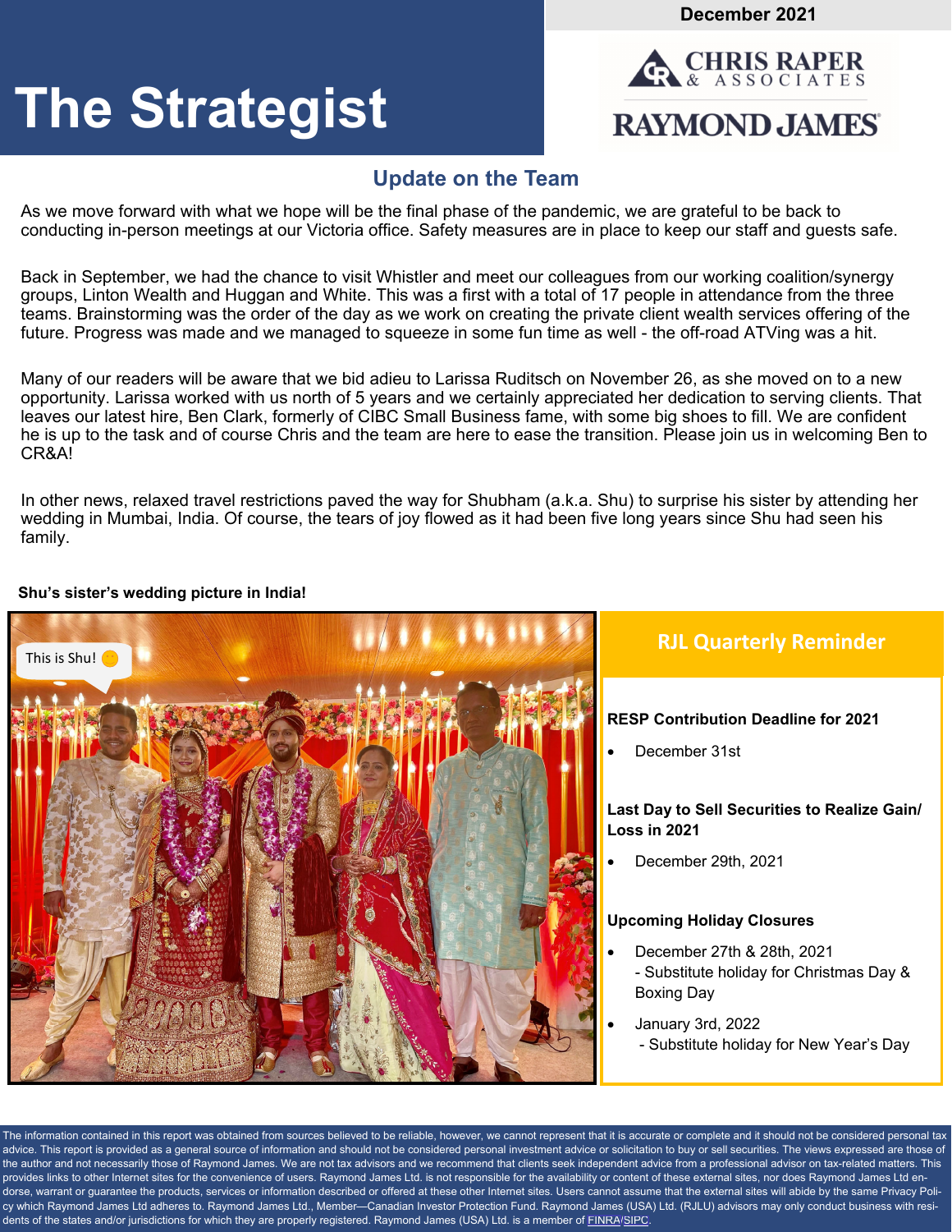December 2021

# The Strategist

CHRIS RAPER & ASSOCIATES
RAYMOND JAMES

## Update on the Team

As we move forward with what we hope will be the final phase of the pandemic, we are grateful to be back to conducting in-person meetings at our Victoria office. Safety measures are in place to keep our staff and guests safe.

Back in September, we had the chance to visit Whistler and meet our colleagues from our working coalition/synergy groups, Linton Wealth and Huggan and White. This was a first with a total of 17 people in attendance from the three teams. Brainstorming was the order of the day as we work on creating the private client wealth services offering of the future. Progress was made and we managed to squeeze in some fun time as well - the off-road ATVing was a hit.

Many of our readers will be aware that we bid adieu to Larissa Ruditsch on November 26, as she moved on to a new opportunity. Larissa worked with us north of 5 years and we certainly appreciated her dedication to serving clients. That leaves our latest hire, Ben Clark, formerly of CIBC Small Business fame, with some big shoes to fill. We are confident he is up to the task and of course Chris and the team are here to ease the transition. Please join us in welcoming Ben to CR&A!

In other news, relaxed travel restrictions paved the way for Shubham (a.k.a. Shu) to surprise his sister by attending her wedding in Mumbai, India. Of course, the tears of joy flowed as it had been five long years since Shu had seen his family.

**Shu's sister's wedding picture in India!**

This is Shu!

## RJL Quarterly Reminder

**RESP Contribution Deadline for 2021**

- December 31st

**Last Day to Sell Securities to Realize Gain/ Loss in 2021**

- December 29th, 2021

**Upcoming Holiday Closures**

- December 27th & 28th, 2021
  - Substitute holiday for Christmas Day & Boxing Day
- January 3rd, 2022
  - Substitute holiday for New Year's Day

The information contained in this report was obtained from sources believed to be reliable, however, we cannot represent that it is accurate or complete and it should not be considered personal tax advice. This report is provided as a general source of information and should not be considered personal investment advice or solicitation to buy or sell securities. The views expressed are those of the author and not necessarily those of Raymond James. We are not tax advisors and we recommend that clients seek independent advice from a professional advisor on tax-related matters. This provides links to other Internet sites for the convenience of users. Raymond James Ltd. is not responsible for the availability or content of these external sites, nor does Raymond James Ltd endorse, warrant or guarantee the products, services or information described or offered at these other Internet sites. Users cannot assume that the external sites will abide by the same Privacy Policy which Raymond James Ltd adheres to. Raymond James Ltd., Member—Canadian Investor Protection Fund. Raymond James (USA) Ltd. (RJLU) advisors may only conduct business with residents of the states and/or jurisdictions for which they are properly registered. Raymond James (USA) Ltd. is a member of FINRA/SIPC.